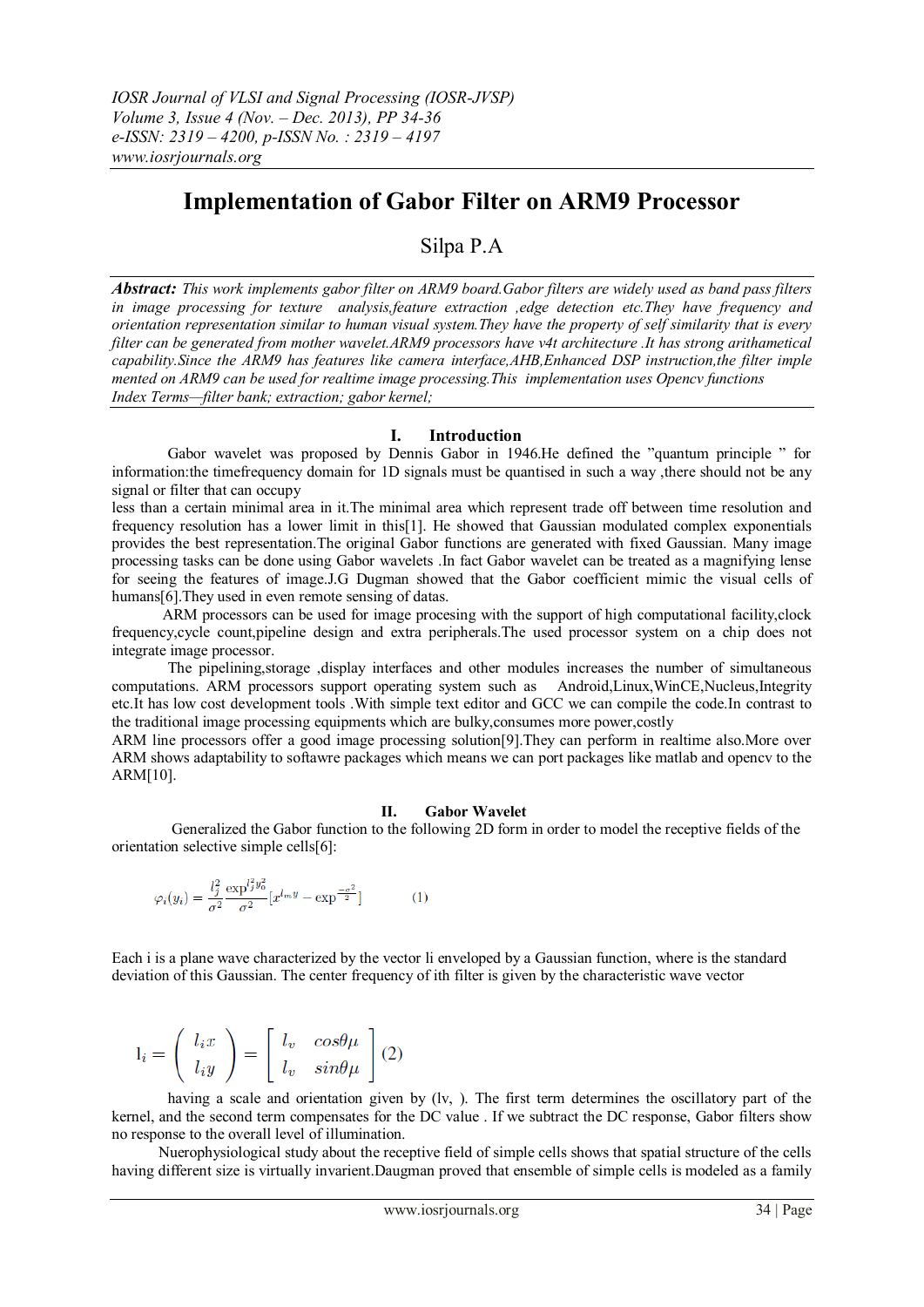# Implementation of Gabor Filter on ARM9 Processor

Silpa P.A

***Abstract:*** *This work implements gabor filter on ARM9 board.Gabor filters are widely used as band pass filters in image processing for texture analysis,feature extraction ,edge detection etc.They have frequency and orientation representation similar to human visual system.They have the property of self similarity that is every filter can be generated from mother wavelet.ARM9 processors have v4t architecture .It has strong arithametical capability.Since the ARM9 has features like camera interface,AHB,Enhanced DSP instruction,the filter imple mented on ARM9 can be used for realtime image processing.This implementation uses Opencv functions*

*Index Terms—filter bank; extraction; gabor kernel;*

## I. Introduction

Gabor wavelet was proposed by Dennis Gabor in 1946.He defined the "quantum principle " for information:the timefrequency domain for 1D signals must be quantised in such a way ,there should not be any signal or filter that can occupy

less than a certain minimal area in it.The minimal area which represent trade off between time resolution and frequency resolution has a lower limit in this[1]. He showed that Gaussian modulated complex exponentials provides the best representation.The original Gabor functions are generated with fixed Gaussian. Many image processing tasks can be done using Gabor wavelets .In fact Gabor wavelet can be treated as a magnifying lense for seeing the features of image.J.G Dugman showed that the Gabor coefficient mimic the visual cells of humans[6].They used in even remote sensing of datas.

ARM processors can be used for image procesing with the support of high computational facility,clock frequency,cycle count,pipeline design and extra peripherals.The used processor system on a chip does not integrate image processor.

The pipelining,storage ,display interfaces and other modules increases the number of simultaneous computations. ARM processors support operating system such as Android,Linux,WinCE,Nucleus,Integrity etc.It has low cost development tools .With simple text editor and GCC we can compile the code.In contrast to the traditional image processing equipments which are bulky,consumes more power,costly

ARM line processors offer a good image processing solution[9].They can perform in realtime also.More over ARM shows adaptability to softawre packages which means we can port packages like matlab and opencv to the ARM[10].

## II. Gabor Wavelet

Generalized the Gabor function to the following 2D form in order to model the receptive fields of the orientation selective simple cells[6]:

$$\varphi_i(y_i) = \frac{l_j^2}{\sigma^2}\frac{\exp^{l_j^2 y_0^2}}{\sigma^2}[x^{l_m y} - \exp^{\frac{-\sigma^2}{2}}] \qquad (1)$$

Each i is a plane wave characterized by the vector li enveloped by a Gaussian function, where is the standard deviation of this Gaussian. The center frequency of ith filter is given by the characteristic wave vector

$$l_i = \begin{pmatrix} l_i x \\ l_i y \end{pmatrix} = \begin{bmatrix} l_v & cos\theta\mu \\ l_v & sin\theta\mu \end{bmatrix} (2)$$

having a scale and orientation given by (lv, ). The first term determines the oscillatory part of the kernel, and the second term compensates for the DC value . If we subtract the DC response, Gabor filters show no response to the overall level of illumination.

Nuerophysiological study about the receptive field of simple cells shows that spatial structure of the cells having different size is virtually invarient.Daugman proved that ensemble of simple cells is modeled as a family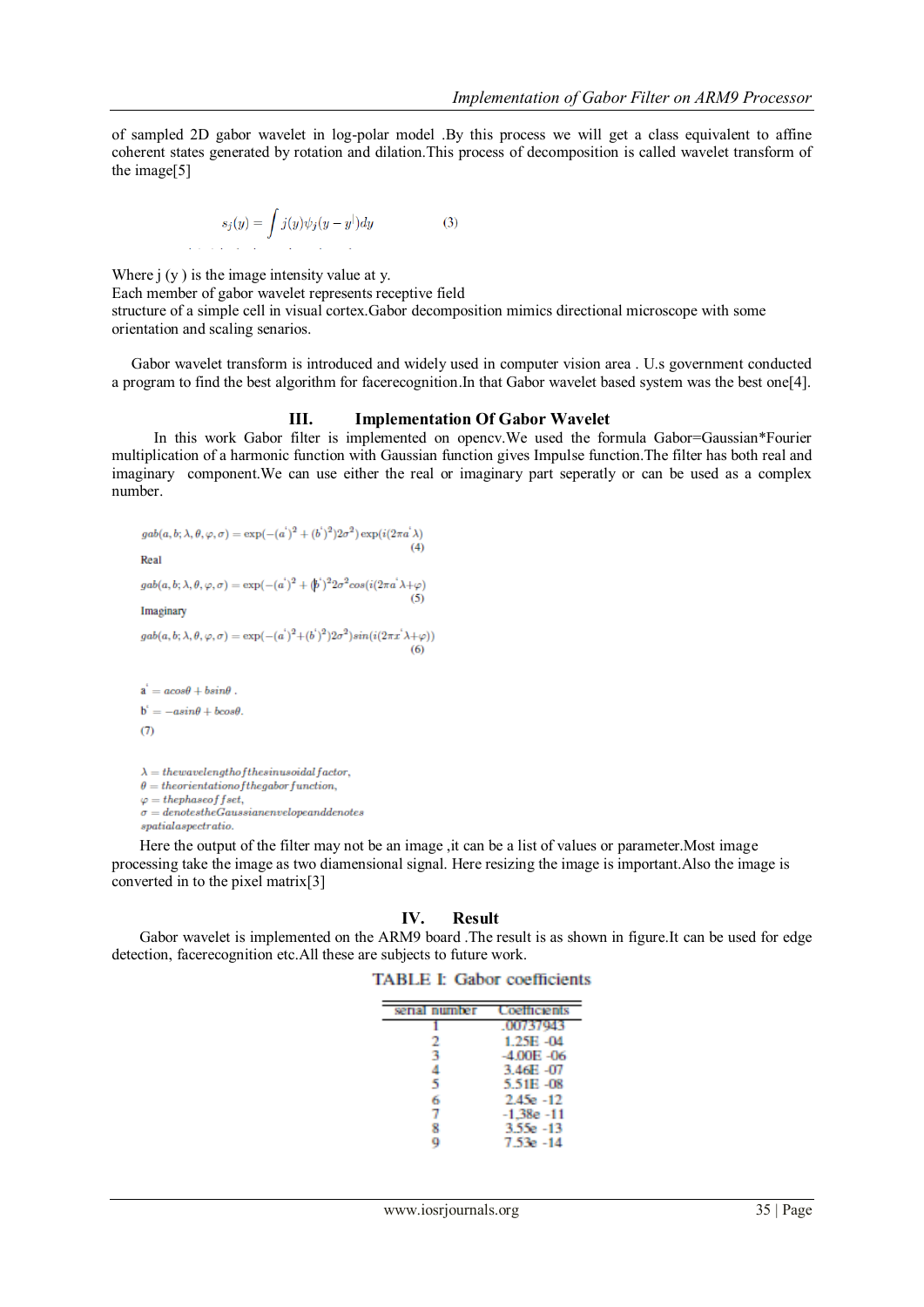of sampled 2D gabor wavelet in log-polar model .By this process we will get a class equivalent to affine coherent states generated by rotation and dilation.This process of decomposition is called wavelet transform of the image[5]

$$s_j(y) = \int j(y)\psi_j(y - y^{|})dy \qquad (3)$$

Where j (y ) is the image intensity value at y.
Each member of gabor wavelet represents receptive field
structure of a simple cell in visual cortex.Gabor decomposition mimics directional microscope with some orientation and scaling senarios.

Gabor wavelet transform is introduced and widely used in computer vision area . U.s government conducted a program to find the best algorithm for facerecognition.In that Gabor wavelet based system was the best one[4].

## III. Implementation Of Gabor Wavelet

In this work Gabor filter is implemented on opencv.We used the formula Gabor=Gaussian*Fourier multiplication of a harmonic function with Gaussian function gives Impulse function.The filter has both real and imaginary component.We can use either the real or imaginary part seperatly or can be used as a complex number.

$$gab(a,b;\lambda,\theta,\varphi,\sigma) = \exp(-(a^{'})^2 + (b^{'})^2)2\sigma^2)\exp(i(2\pi a^{'}\lambda) \qquad (4)$$

Real

$$gab(a,b;\lambda,\theta,\varphi,\sigma) = \exp(-(a^{'})^2 + (b^{'})^2 2\sigma^2 cos(i(2\pi a^{'}\lambda+\varphi) \qquad (5)$$

Imaginary

$$gab(a,b;\lambda,\theta,\varphi,\sigma) = \exp(-(a^{'})^2+(b^{'})^2)2\sigma^2)sin(i(2\pi x^{'}\lambda+\varphi)) \qquad (6)$$

$$a^{'} = acos\theta + bsin\theta\ .$$

$$b^{'} = -asin\theta + bcos\theta.$$

(7)

$\lambda = thewavelengthofthesinusoidalfactor,$
$\theta = theorientationofthegaborfunction,$
$\varphi = thephaseoffset,$
$\sigma = denotestheGaussianenvelopeanddenotes$
$spatialaspectratio.$

Here the output of the filter may not be an image ,it can be a list of values or parameter.Most image processing take the image as two diamensional signal. Here resizing the image is important.Also the image is converted in to the pixel matrix[3]

## IV. Result

Gabor wavelet is implemented on the ARM9 board .The result is as shown in figure.It can be used for edge detection, facerecognition etc.All these are subjects to future work.

TABLE I: Gabor coefficients

| serial number | Coefficients |
|---|---|
| 1 | .00737943 |
| 2 | 1.25E -04 |
| 3 | -4.00E -06 |
| 4 | 3.46E -07 |
| 5 | 5.51E -08 |
| 6 | 2.45e -12 |
| 7 | -1,38e -11 |
| 8 | 3.55e -13 |
| 9 | 7.53e -14 |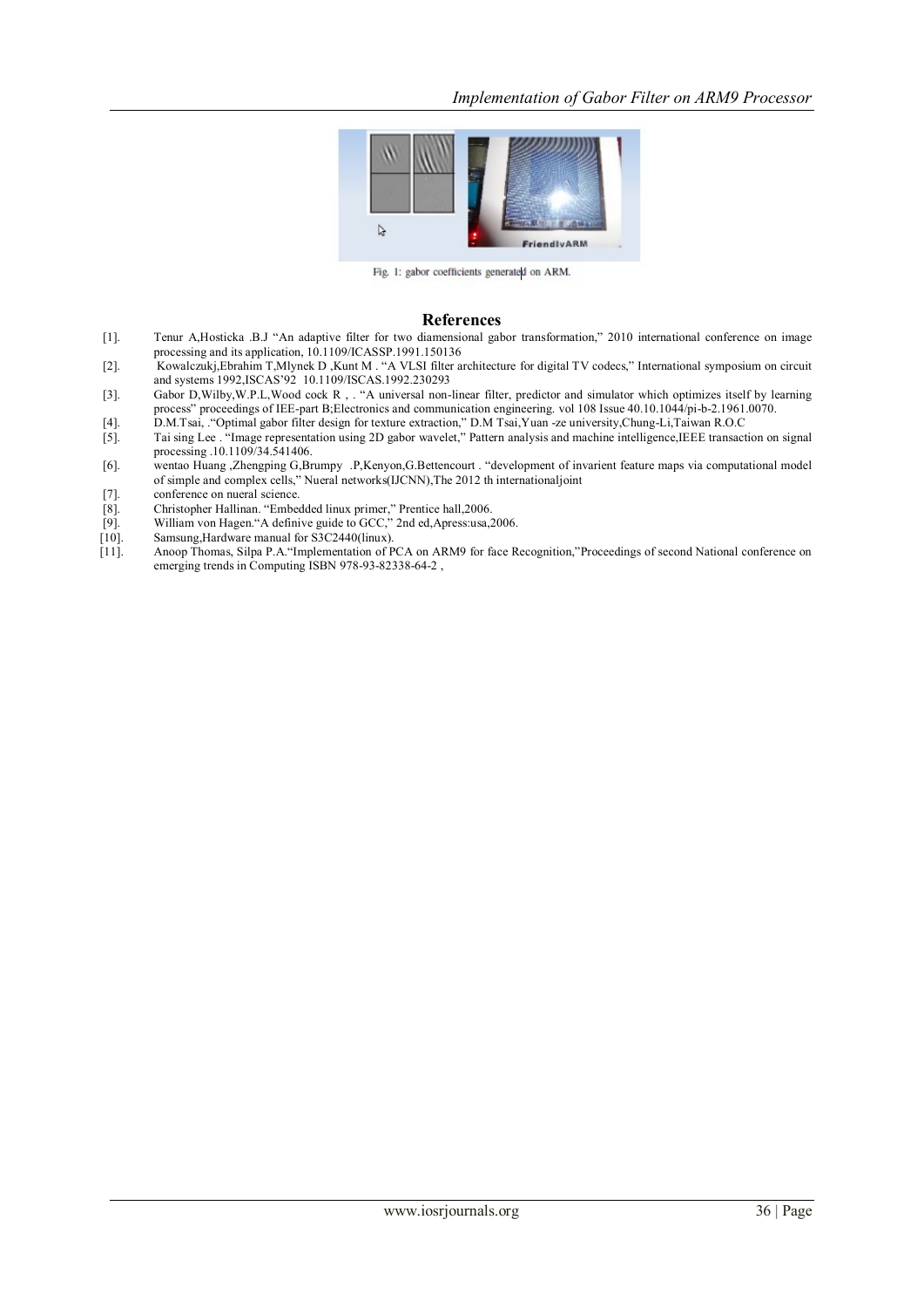Fig. 1: gabor coefficients generated on ARM.

## References

[1]. Tenur A,Hosticka .B.J "An adaptive filter for two diamensional gabor transformation," 2010 international conference on image processing and its application, 10.1109/ICASSP.1991.150136

[2]. Kowalczukj,Ebrahim T,Mlynek D ,Kunt M . "A VLSI filter architecture for digital TV codecs," International symposium on circuit and systems 1992,ISCAS'92 10.1109/ISCAS.1992.230293

[3]. Gabor D,Wilby,W.P.L,Wood cock R , . "A universal non-linear filter, predictor and simulator which optimizes itself by learning process" proceedings of IEE-part B;Electronics and communication engineering. vol 108 Issue 40.10.1044/pi-b-2.1961.0070.

[4]. D.M.Tsai, ."Optimal gabor filter design for texture extraction," D.M Tsai,Yuan -ze university,Chung-Li,Taiwan R.O.C

[5]. Tai sing Lee . "Image representation using 2D gabor wavelet," Pattern analysis and machine intelligence,IEEE transaction on signal processing .10.1109/34.541406.

[6]. wentao Huang ,Zhengping G,Brumpy .P,Kenyon,G.Bettencourt . "development of invarient feature maps via computational model of simple and complex cells," Nueral networks(IJCNN),The 2012 th internationaljoint

[7]. conference on nueral science.

[8]. Christopher Hallinan. "Embedded linux primer," Prentice hall,2006.

[9]. William von Hagen."A definive guide to GCC," 2nd ed,Apress:usa,2006.

[10]. Samsung,Hardware manual for S3C2440(linux).

[11]. Anoop Thomas, Silpa P.A."Implementation of PCA on ARM9 for face Recognition,"Proceedings of second National conference on emerging trends in Computing ISBN 978-93-82338-64-2 ,